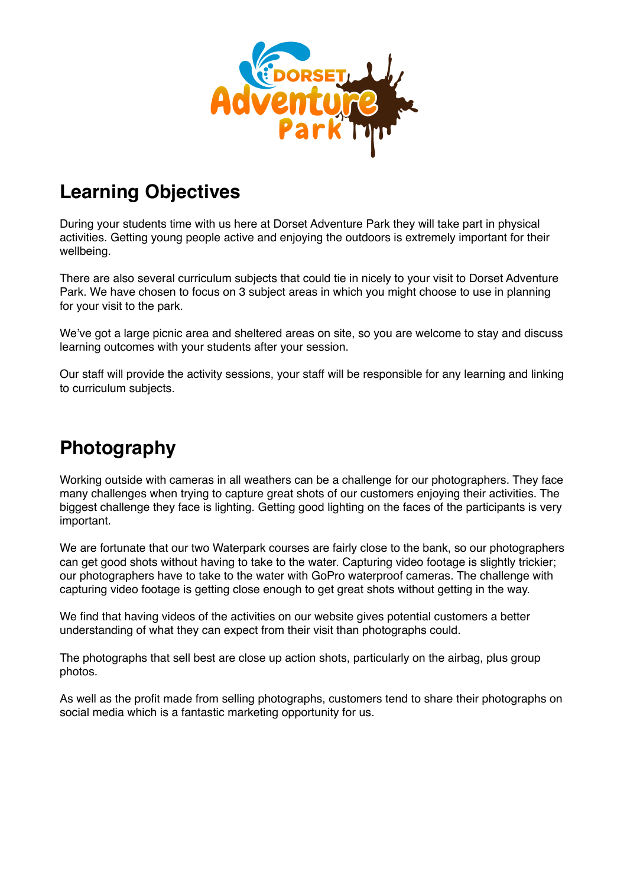## Learning Objectives

During your students time with us here at Dorset Adventure Park they will take part in physical activities. Getting young people active and enjoying the outdoors is extremely important for their wellbeing.

There are also several curriculum subjects that could tie in nicely to your visit to Dorset Adventure Park. We have chosen to focus on 3 subject areas in which you might choose to use in planning for your visit to the park.

We've got a large picnic area and sheltered areas on site, so you are welcome to stay and discuss learning outcomes with your students after your session.

Our staff will provide the activity sessions, your staff will be responsible for any learning and linking to curriculum subjects.

## Photography

Working outside with cameras in all weathers can be a challenge for our photographers. They face many challenges when trying to capture great shots of our customers enjoying their activities. The biggest challenge they face is lighting. Getting good lighting on the faces of the participants is very important.

We are fortunate that our two Waterpark courses are fairly close to the bank, so our photographers can get good shots without having to take to the water. Capturing video footage is slightly trickier; our photographers have to take to the water with GoPro waterproof cameras. The challenge with capturing video footage is getting close enough to get great shots without getting in the way.

We find that having videos of the activities on our website gives potential customers a better understanding of what they can expect from their visit than photographs could.

The photographs that sell best are close up action shots, particularly on the airbag, plus group photos.

As well as the profit made from selling photographs, customers tend to share their photographs on social media which is a fantastic marketing opportunity for us.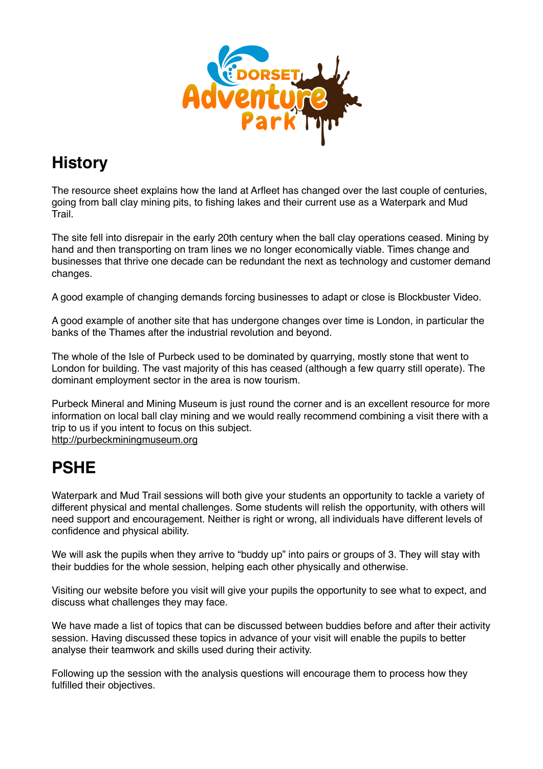## History

The resource sheet explains how the land at Arfleet has changed over the last couple of centuries, going from ball clay mining pits, to fishing lakes and their current use as a Waterpark and Mud Trail.

The site fell into disrepair in the early 20th century when the ball clay operations ceased. Mining by hand and then transporting on tram lines we no longer economically viable. Times change and businesses that thrive one decade can be redundant the next as technology and customer demand changes.

A good example of changing demands forcing businesses to adapt or close is Blockbuster Video.

A good example of another site that has undergone changes over time is London, in particular the banks of the Thames after the industrial revolution and beyond.

The whole of the Isle of Purbeck used to be dominated by quarrying, mostly stone that went to London for building. The vast majority of this has ceased (although a few quarry still operate). The dominant employment sector in the area is now tourism.

Purbeck Mineral and Mining Museum is just round the corner and is an excellent resource for more information on local ball clay mining and we would really recommend combining a visit there with a trip to us if you intent to focus on this subject.
http://purbeckminingmuseum.org

## PSHE

Waterpark and Mud Trail sessions will both give your students an opportunity to tackle a variety of different physical and mental challenges. Some students will relish the opportunity, with others will need support and encouragement. Neither is right or wrong, all individuals have different levels of confidence and physical ability.

We will ask the pupils when they arrive to "buddy up" into pairs or groups of 3. They will stay with their buddies for the whole session, helping each other physically and otherwise.

Visiting our website before you visit will give your pupils the opportunity to see what to expect, and discuss what challenges they may face.

We have made a list of topics that can be discussed between buddies before and after their activity session. Having discussed these topics in advance of your visit will enable the pupils to better analyse their teamwork and skills used during their activity.

Following up the session with the analysis questions will encourage them to process how they fulfilled their objectives.